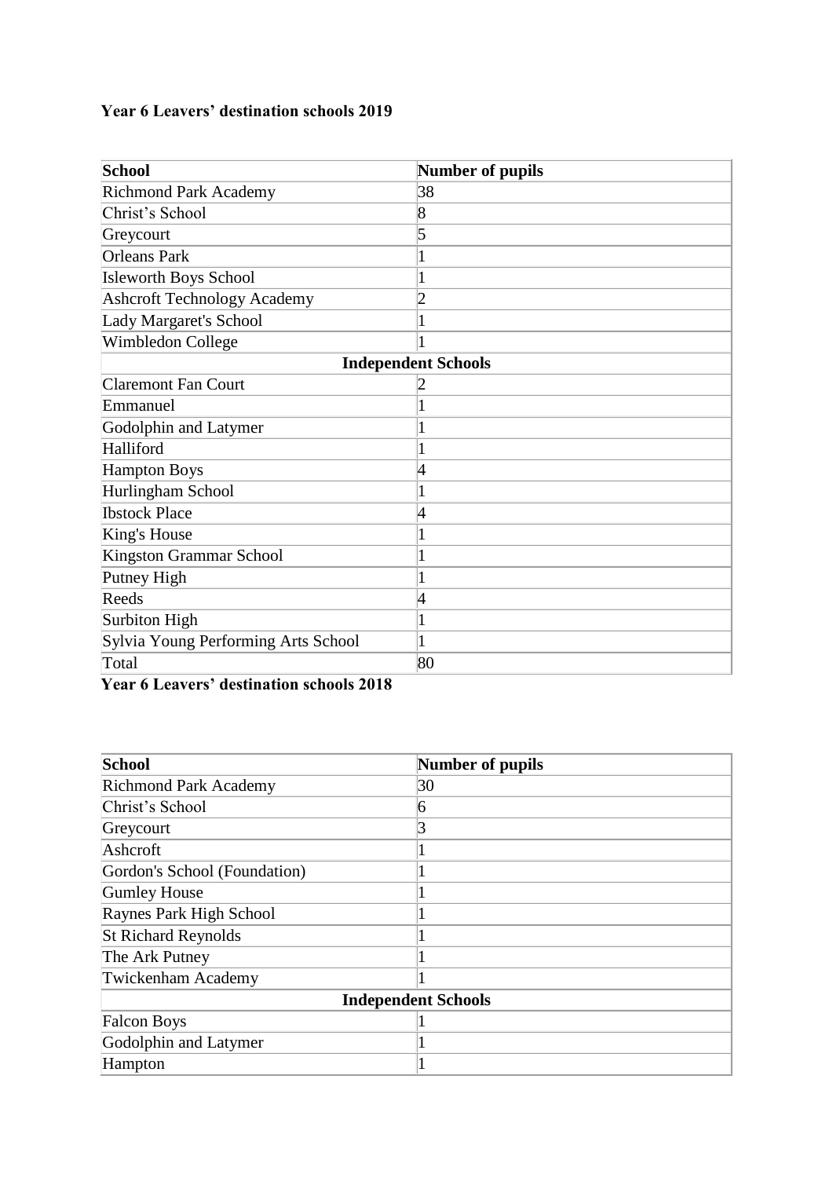**Year 6 Leavers' destination schools 2019**

| School | Number of pupils |
|---|---|
| Richmond Park Academy | 38 |
| Christ's School | 8 |
| Greycourt | 5 |
| Orleans Park | 1 |
| Isleworth Boys School | 1 |
| Ashcroft Technology Academy | 2 |
| Lady Margaret's School | 1 |
| Wimbledon College | 1 |
| **Independent Schools** | |
| Claremont Fan Court | 2 |
| Emmanuel | 1 |
| Godolphin and Latymer | 1 |
| Halliford | 1 |
| Hampton Boys | 4 |
| Hurlingham School | 1 |
| Ibstock Place | 4 |
| King's House | 1 |
| Kingston Grammar School | 1 |
| Putney High | 1 |
| Reeds | 4 |
| Surbiton High | 1 |
| Sylvia Young Performing Arts School | 1 |
| Total | 80 |

**Year 6 Leavers' destination schools 2018**

| School | Number of pupils |
|---|---|
| Richmond Park Academy | 30 |
| Christ's School | 6 |
| Greycourt | 3 |
| Ashcroft | 1 |
| Gordon's School (Foundation) | 1 |
| Gumley House | 1 |
| Raynes Park High School | 1 |
| St Richard Reynolds | 1 |
| The Ark Putney | 1 |
| Twickenham Academy | 1 |
| **Independent Schools** | |
| Falcon Boys | 1 |
| Godolphin and Latymer | 1 |
| Hampton | 1 |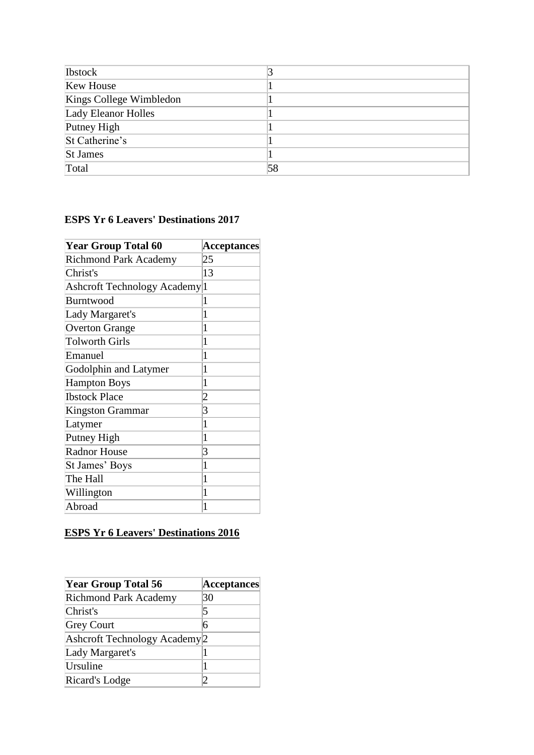| Ibstock | 3 |
|---|---|
| Kew House | 1 |
| Kings College Wimbledon | 1 |
| Lady Eleanor Holles | 1 |
| Putney High | 1 |
| St Catherine's | 1 |
| St James | 1 |
| Total | 58 |

**ESPS Yr 6 Leavers' Destinations 2017**

| Year Group Total 60 | Acceptances |
|---|---|
| Richmond Park Academy | 25 |
| Christ's | 13 |
| Ashcroft Technology Academy | 1 |
| Burntwood | 1 |
| Lady Margaret's | 1 |
| Overton Grange | 1 |
| Tolworth Girls | 1 |
| Emanuel | 1 |
| Godolphin and Latymer | 1 |
| Hampton Boys | 1 |
| Ibstock Place | 2 |
| Kingston Grammar | 3 |
| Latymer | 1 |
| Putney High | 1 |
| Radnor House | 3 |
| St James' Boys | 1 |
| The Hall | 1 |
| Willington | 1 |
| Abroad | 1 |

**ESPS Yr 6 Leavers' Destinations 2016**

| Year Group Total 56 | Acceptances |
|---|---|
| Richmond Park Academy | 30 |
| Christ's | 5 |
| Grey Court | 6 |
| Ashcroft Technology Academy | 2 |
| Lady Margaret's | 1 |
| Ursuline | 1 |
| Ricard's Lodge | 2 |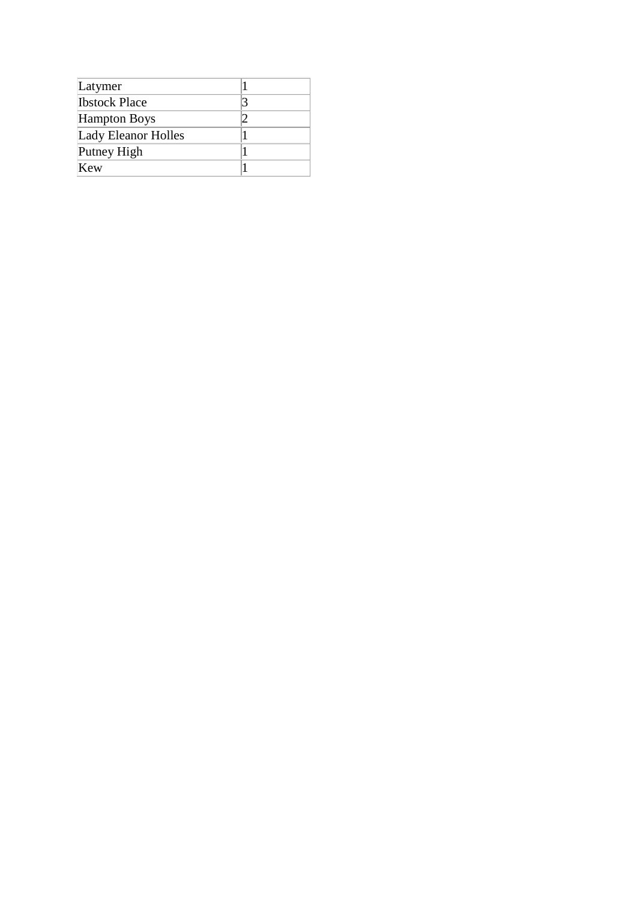| | |
|---|---|
| Latymer | 1 |
| Ibstock Place | 3 |
| Hampton Boys | 2 |
| Lady Eleanor Holles | 1 |
| Putney High | 1 |
| Kew | 1 |